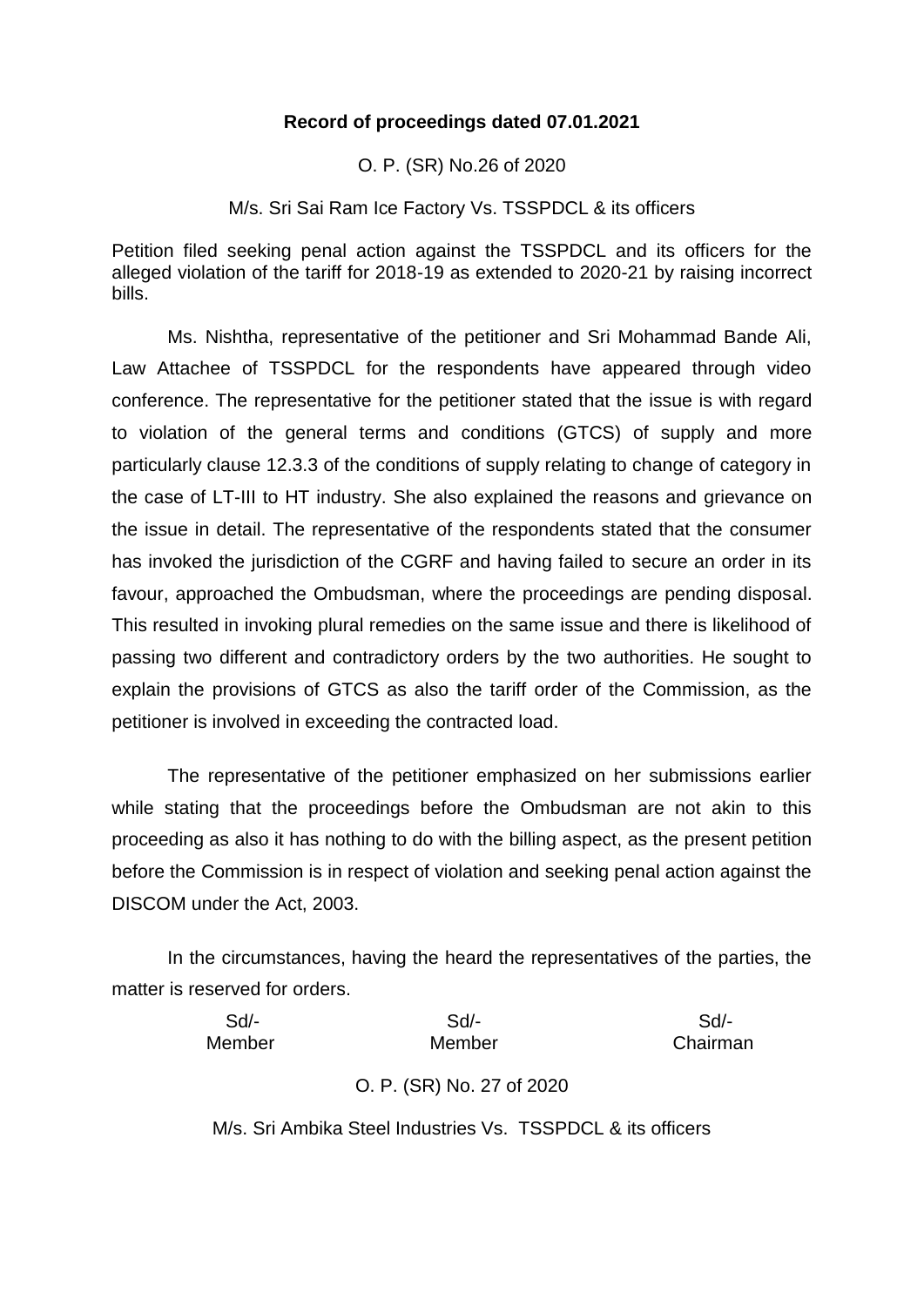**Record of proceedings dated 07.01.2021**

O. P. (SR) No.26 of 2020

M/s. Sri Sai Ram Ice Factory Vs. TSSPDCL & its officers

Petition filed seeking penal action against the TSSPDCL and its officers for the alleged violation of the tariff for 2018-19 as extended to 2020-21 by raising incorrect bills.

Ms. Nishtha, representative of the petitioner and Sri Mohammad Bande Ali, Law Attachee of TSSPDCL for the respondents have appeared through video conference. The representative for the petitioner stated that the issue is with regard to violation of the general terms and conditions (GTCS) of supply and more particularly clause 12.3.3 of the conditions of supply relating to change of category in the case of LT-III to HT industry. She also explained the reasons and grievance on the issue in detail. The representative of the respondents stated that the consumer has invoked the jurisdiction of the CGRF and having failed to secure an order in its favour, approached the Ombudsman, where the proceedings are pending disposal. This resulted in invoking plural remedies on the same issue and there is likelihood of passing two different and contradictory orders by the two authorities. He sought to explain the provisions of GTCS as also the tariff order of the Commission, as the petitioner is involved in exceeding the contracted load.

The representative of the petitioner emphasized on her submissions earlier while stating that the proceedings before the Ombudsman are not akin to this proceeding as also it has nothing to do with the billing aspect, as the present petition before the Commission is in respect of violation and seeking penal action against the DISCOM under the Act, 2003.

In the circumstances, having the heard the representatives of the parties, the matter is reserved for orders.

| Sd/- | Sd/- | Sd/- |
|---|---|---|
| Member | Member | Chairman |

O. P. (SR) No. 27 of 2020

M/s. Sri Ambika Steel Industries Vs. TSSPDCL & its officers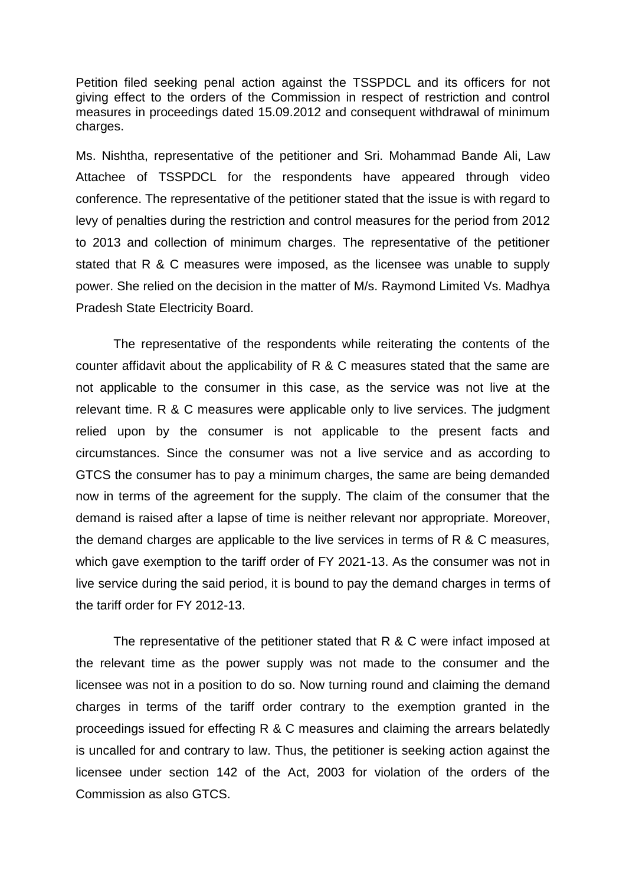Petition filed seeking penal action against the TSSPDCL and its officers for not giving effect to the orders of the Commission in respect of restriction and control measures in proceedings dated 15.09.2012 and consequent withdrawal of minimum charges.

Ms. Nishtha, representative of the petitioner and Sri. Mohammad Bande Ali, Law Attachee of TSSPDCL for the respondents have appeared through video conference. The representative of the petitioner stated that the issue is with regard to levy of penalties during the restriction and control measures for the period from 2012 to 2013 and collection of minimum charges. The representative of the petitioner stated that R & C measures were imposed, as the licensee was unable to supply power. She relied on the decision in the matter of M/s. Raymond Limited Vs. Madhya Pradesh State Electricity Board.

The representative of the respondents while reiterating the contents of the counter affidavit about the applicability of R & C measures stated that the same are not applicable to the consumer in this case, as the service was not live at the relevant time. R & C measures were applicable only to live services. The judgment relied upon by the consumer is not applicable to the present facts and circumstances. Since the consumer was not a live service and as according to GTCS the consumer has to pay a minimum charges, the same are being demanded now in terms of the agreement for the supply. The claim of the consumer that the demand is raised after a lapse of time is neither relevant nor appropriate. Moreover, the demand charges are applicable to the live services in terms of R & C measures, which gave exemption to the tariff order of FY 2021-13. As the consumer was not in live service during the said period, it is bound to pay the demand charges in terms of the tariff order for FY 2012-13.

The representative of the petitioner stated that R & C were infact imposed at the relevant time as the power supply was not made to the consumer and the licensee was not in a position to do so. Now turning round and claiming the demand charges in terms of the tariff order contrary to the exemption granted in the proceedings issued for effecting R & C measures and claiming the arrears belatedly is uncalled for and contrary to law. Thus, the petitioner is seeking action against the licensee under section 142 of the Act, 2003 for violation of the orders of the Commission as also GTCS.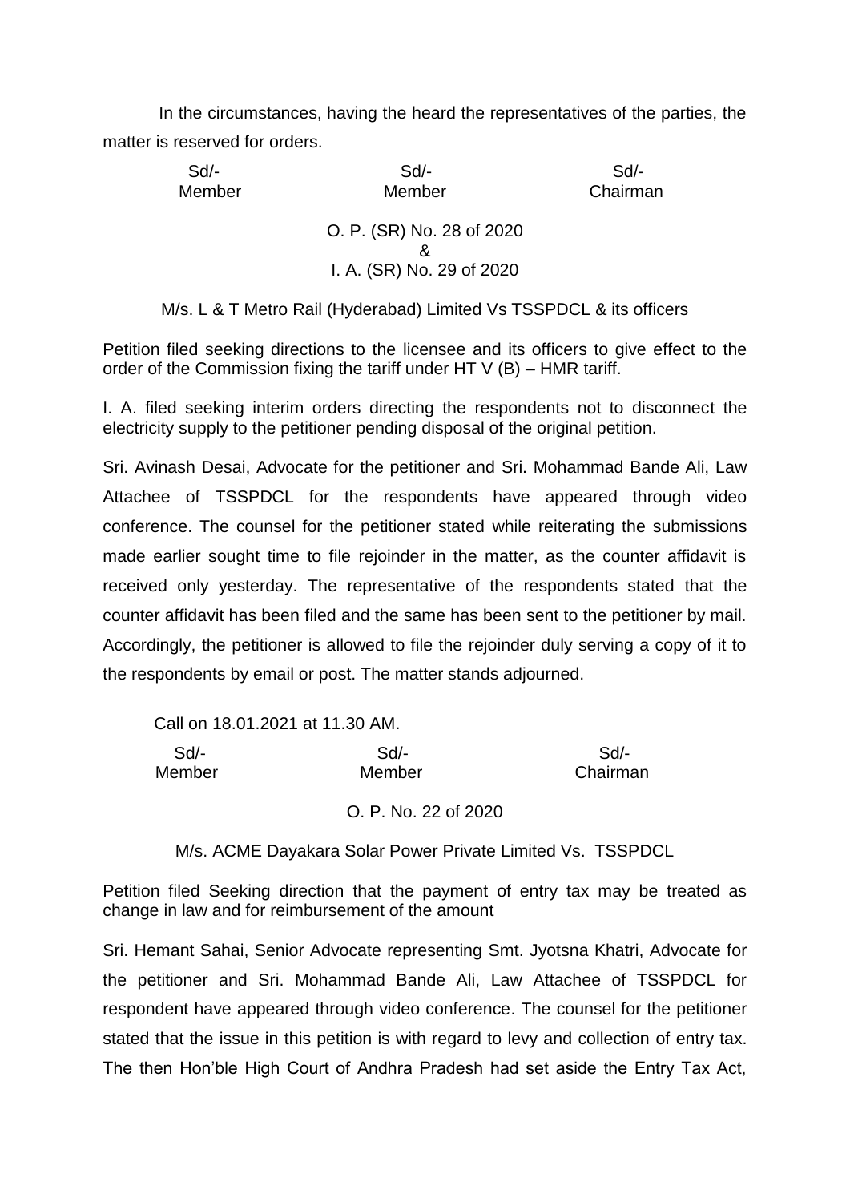In the circumstances, having the heard the representatives of the parties, the matter is reserved for orders.

| Sd/- | Sd/- | Sd/- |
|---|---|---|
| Member | Member | Chairman |

O. P. (SR) No. 28 of 2020
&
I. A. (SR) No. 29 of 2020

M/s. L & T Metro Rail (Hyderabad) Limited Vs TSSPDCL & its officers

Petition filed seeking directions to the licensee and its officers to give effect to the order of the Commission fixing the tariff under HT V (B) – HMR tariff.

I. A. filed seeking interim orders directing the respondents not to disconnect the electricity supply to the petitioner pending disposal of the original petition.

Sri. Avinash Desai, Advocate for the petitioner and Sri. Mohammad Bande Ali, Law Attachee of TSSPDCL for the respondents have appeared through video conference. The counsel for the petitioner stated while reiterating the submissions made earlier sought time to file rejoinder in the matter, as the counter affidavit is received only yesterday. The representative of the respondents stated that the counter affidavit has been filed and the same has been sent to the petitioner by mail. Accordingly, the petitioner is allowed to file the rejoinder duly serving a copy of it to the respondents by email or post. The matter stands adjourned.

Call on 18.01.2021 at 11.30 AM.

| Sd/- | Sd/- | Sd/- |
|---|---|---|
| Member | Member | Chairman |

O. P. No. 22 of 2020

M/s. ACME Dayakara Solar Power Private Limited Vs. TSSPDCL

Petition filed Seeking direction that the payment of entry tax may be treated as change in law and for reimbursement of the amount

Sri. Hemant Sahai, Senior Advocate representing Smt. Jyotsna Khatri, Advocate for the petitioner and Sri. Mohammad Bande Ali, Law Attachee of TSSPDCL for respondent have appeared through video conference. The counsel for the petitioner stated that the issue in this petition is with regard to levy and collection of entry tax. The then Hon'ble High Court of Andhra Pradesh had set aside the Entry Tax Act,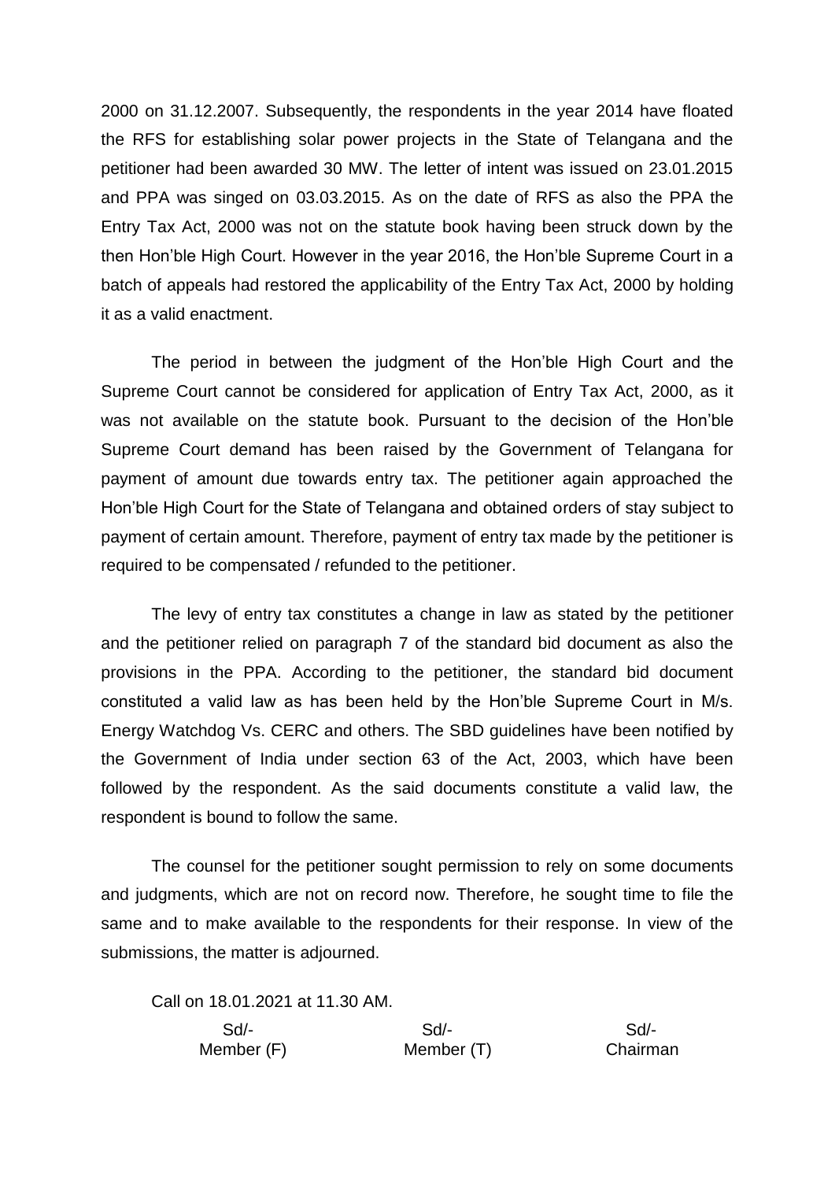2000 on 31.12.2007. Subsequently, the respondents in the year 2014 have floated the RFS for establishing solar power projects in the State of Telangana and the petitioner had been awarded 30 MW. The letter of intent was issued on 23.01.2015 and PPA was singed on 03.03.2015. As on the date of RFS as also the PPA the Entry Tax Act, 2000 was not on the statute book having been struck down by the then Hon'ble High Court. However in the year 2016, the Hon'ble Supreme Court in a batch of appeals had restored the applicability of the Entry Tax Act, 2000 by holding it as a valid enactment.

The period in between the judgment of the Hon'ble High Court and the Supreme Court cannot be considered for application of Entry Tax Act, 2000, as it was not available on the statute book. Pursuant to the decision of the Hon'ble Supreme Court demand has been raised by the Government of Telangana for payment of amount due towards entry tax. The petitioner again approached the Hon'ble High Court for the State of Telangana and obtained orders of stay subject to payment of certain amount. Therefore, payment of entry tax made by the petitioner is required to be compensated / refunded to the petitioner.

The levy of entry tax constitutes a change in law as stated by the petitioner and the petitioner relied on paragraph 7 of the standard bid document as also the provisions in the PPA. According to the petitioner, the standard bid document constituted a valid law as has been held by the Hon'ble Supreme Court in M/s. Energy Watchdog Vs. CERC and others. The SBD guidelines have been notified by the Government of India under section 63 of the Act, 2003, which have been followed by the respondent. As the said documents constitute a valid law, the respondent is bound to follow the same.

The counsel for the petitioner sought permission to rely on some documents and judgments, which are not on record now. Therefore, he sought time to file the same and to make available to the respondents for their response. In view of the submissions, the matter is adjourned.

Call on 18.01.2021 at 11.30 AM.

| Sd/- | Sd/- | Sd/- |
|---|---|---|
| Member (F) | Member (T) | Chairman |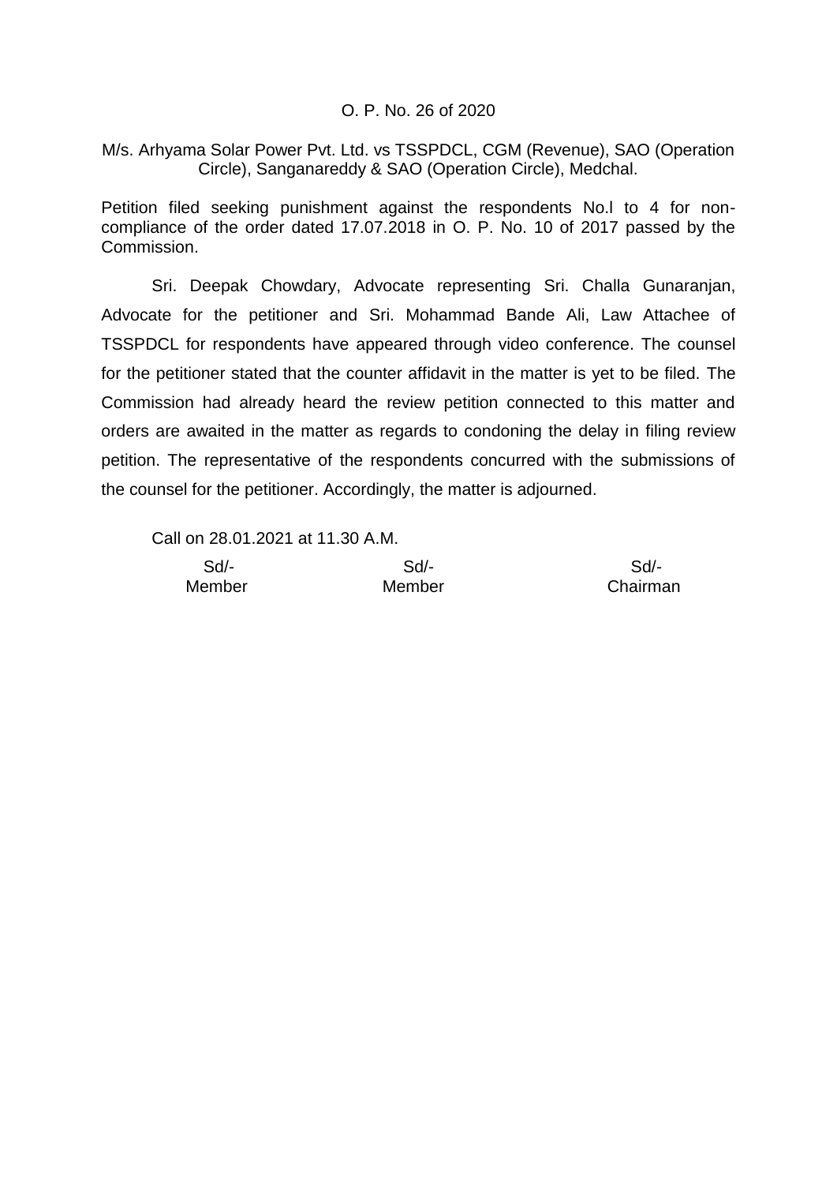O. P. No. 26 of 2020

M/s. Arhyama Solar Power Pvt. Ltd. vs TSSPDCL, CGM (Revenue), SAO (Operation Circle), Sanganareddy & SAO (Operation Circle), Medchal.

Petition filed seeking punishment against the respondents No.l to 4 for non-compliance of the order dated 17.07.2018 in O. P. No. 10 of 2017 passed by the Commission.

Sri. Deepak Chowdary, Advocate representing Sri. Challa Gunaranjan, Advocate for the petitioner and Sri. Mohammad Bande Ali, Law Attachee of TSSPDCL for respondents have appeared through video conference. The counsel for the petitioner stated that the counter affidavit in the matter is yet to be filed. The Commission had already heard the review petition connected to this matter and orders are awaited in the matter as regards to condoning the delay in filing review petition. The representative of the respondents concurred with the submissions of the counsel for the petitioner. Accordingly, the matter is adjourned.

Call on 28.01.2021 at 11.30 A.M.

| | | |
|---|---|---|
| Sd/- | Sd/- | Sd/- |
| Member | Member | Chairman |